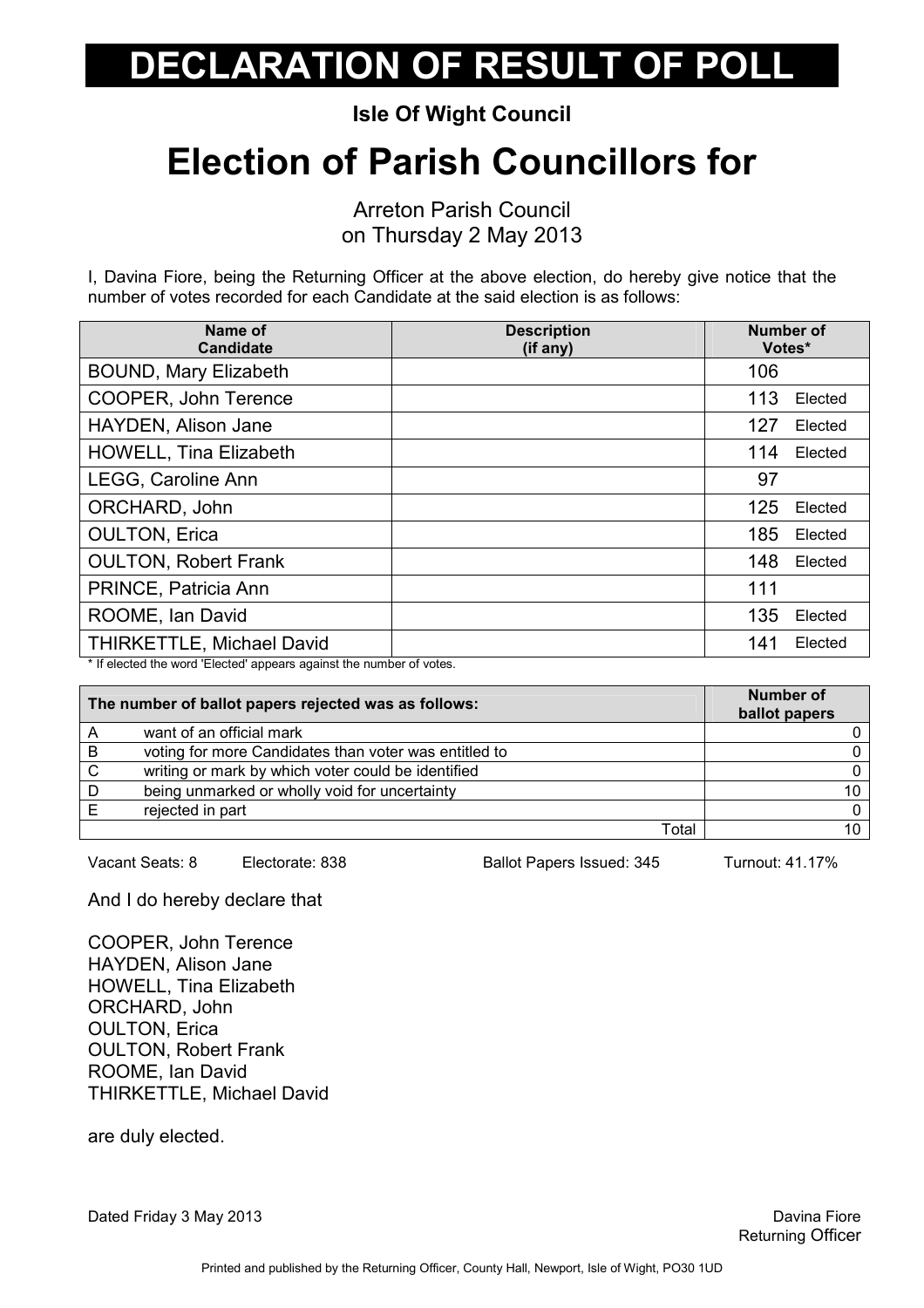# DECLARATION OF RESULT OF POLL

**Isle Of Wight Council**

# Election of Parish Councillors for

Arreton Parish Council
on Thursday 2 May 2013

I, Davina Fiore, being the Returning Officer at the above election, do hereby give notice that the number of votes recorded for each Candidate at the said election is as follows:

| Name of Candidate | Description (if any) | Number of Votes* |
|---|---|---|
| BOUND, Mary Elizabeth | | 106 |
| COOPER, John Terence | | 113 Elected |
| HAYDEN, Alison Jane | | 127 Elected |
| HOWELL, Tina Elizabeth | | 114 Elected |
| LEGG, Caroline Ann | | 97 |
| ORCHARD, John | | 125 Elected |
| OULTON, Erica | | 185 Elected |
| OULTON, Robert Frank | | 148 Elected |
| PRINCE, Patricia Ann | | 111 |
| ROOME, Ian David | | 135 Elected |
| THIRKETTLE, Michael David | | 141 Elected |

* If elected the word 'Elected' appears against the number of votes.

| The number of ballot papers rejected was as follows: | | Number of ballot papers |
|---|---|---|
| A | want of an official mark | 0 |
| B | voting for more Candidates than voter was entitled to | 0 |
| C | writing or mark by which voter could be identified | 0 |
| D | being unmarked or wholly void for uncertainty | 10 |
| E | rejected in part | 0 |
| | Total | 10 |

Vacant Seats: 8 Electorate: 838 Ballot Papers Issued: 345 Turnout: 41.17%

And I do hereby declare that

COOPER, John Terence
HAYDEN, Alison Jane
HOWELL, Tina Elizabeth
ORCHARD, John
OULTON, Erica
OULTON, Robert Frank
ROOME, Ian David
THIRKETTLE, Michael David

are duly elected.

Dated Friday 3 May 2013

Davina Fiore
Returning Officer

Printed and published by the Returning Officer, County Hall, Newport, Isle of Wight, PO30 1UD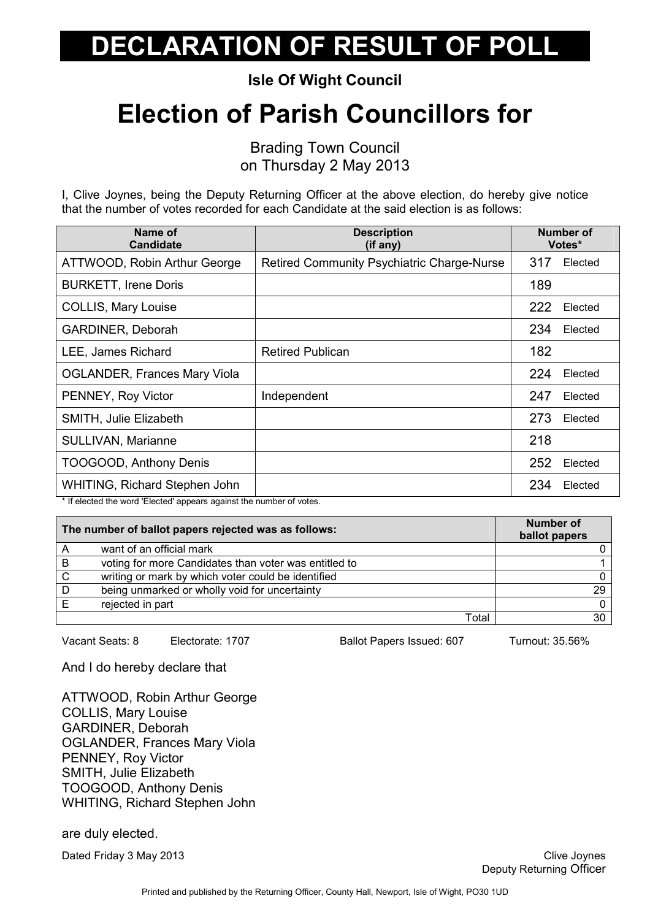# DECLARATION OF RESULT OF POLL

**Isle Of Wight Council**

# Election of Parish Councillors for

Brading Town Council
on Thursday 2 May 2013

I, Clive Joynes, being the Deputy Returning Officer at the above election, do hereby give notice that the number of votes recorded for each Candidate at the said election is as follows:

| Name of Candidate | Description (if any) | Number of Votes* |
|---|---|---|
| ATTWOOD, Robin Arthur George | Retired Community Psychiatric Charge-Nurse | 317 Elected |
| BURKETT, Irene Doris | | 189 |
| COLLIS, Mary Louise | | 222 Elected |
| GARDINER, Deborah | | 234 Elected |
| LEE, James Richard | Retired Publican | 182 |
| OGLANDER, Frances Mary Viola | | 224 Elected |
| PENNEY, Roy Victor | Independent | 247 Elected |
| SMITH, Julie Elizabeth | | 273 Elected |
| SULLIVAN, Marianne | | 218 |
| TOOGOOD, Anthony Denis | | 252 Elected |
| WHITING, Richard Stephen John | | 234 Elected |

* If elected the word 'Elected' appears against the number of votes.

| The number of ballot papers rejected was as follows: | | Number of ballot papers |
|---|---|---|
| A | want of an official mark | 0 |
| B | voting for more Candidates than voter was entitled to | 1 |
| C | writing or mark by which voter could be identified | 0 |
| D | being unmarked or wholly void for uncertainty | 29 |
| E | rejected in part | 0 |
| | Total | 30 |

Vacant Seats: 8 Electorate: 1707 Ballot Papers Issued: 607 Turnout: 35.56%

And I do hereby declare that

ATTWOOD, Robin Arthur George
COLLIS, Mary Louise
GARDINER, Deborah
OGLANDER, Frances Mary Viola
PENNEY, Roy Victor
SMITH, Julie Elizabeth
TOOGOOD, Anthony Denis
WHITING, Richard Stephen John

are duly elected.

Dated Friday 3 May 2013

Clive Joynes
Deputy Returning Officer

Printed and published by the Returning Officer, County Hall, Newport, Isle of Wight, PO30 1UD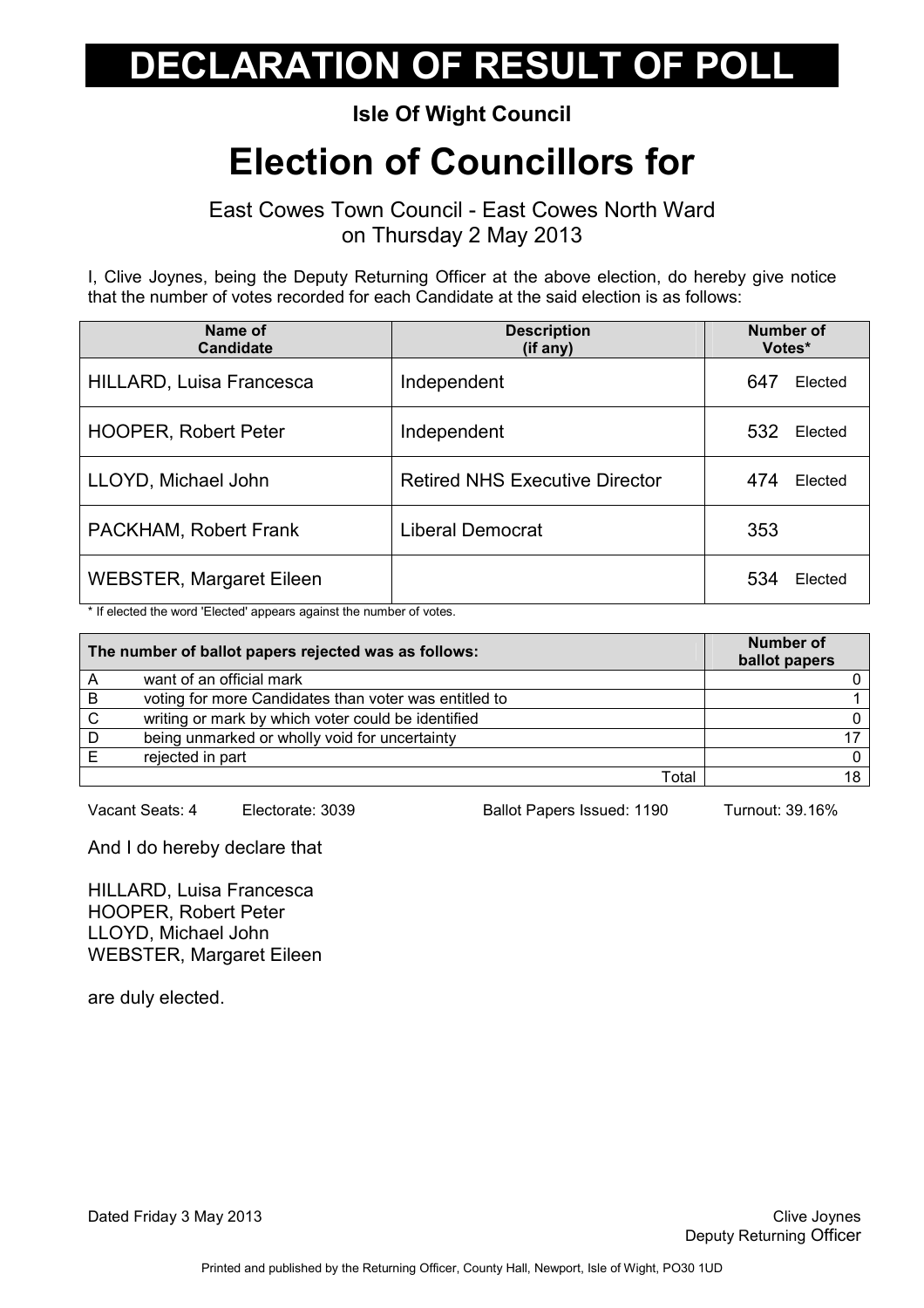# DECLARATION OF RESULT OF POLL

**Isle Of Wight Council**

# Election of Councillors for

East Cowes Town Council - East Cowes North Ward
on Thursday 2 May 2013

I, Clive Joynes, being the Deputy Returning Officer at the above election, do hereby give notice that the number of votes recorded for each Candidate at the said election is as follows:

| Name of Candidate | Description (if any) | Number of Votes* |
|---|---|---|
| HILLARD, Luisa Francesca | Independent | 647 Elected |
| HOOPER, Robert Peter | Independent | 532 Elected |
| LLOYD, Michael John | Retired NHS Executive Director | 474 Elected |
| PACKHAM, Robert Frank | Liberal Democrat | 353 |
| WEBSTER, Margaret Eileen | | 534 Elected |

* If elected the word 'Elected' appears against the number of votes.

| The number of ballot papers rejected was as follows: | | Number of ballot papers |
|---|---|---|
| A | want of an official mark | 0 |
| B | voting for more Candidates than voter was entitled to | 1 |
| C | writing or mark by which voter could be identified | 0 |
| D | being unmarked or wholly void for uncertainty | 17 |
| E | rejected in part | 0 |
| | Total | 18 |

Vacant Seats: 4 Electorate: 3039 Ballot Papers Issued: 1190 Turnout: 39.16%

And I do hereby declare that

HILLARD, Luisa Francesca
HOOPER, Robert Peter
LLOYD, Michael John
WEBSTER, Margaret Eileen

are duly elected.

Dated Friday 3 May 2013

Clive Joynes
Deputy Returning Officer

Printed and published by the Returning Officer, County Hall, Newport, Isle of Wight, PO30 1UD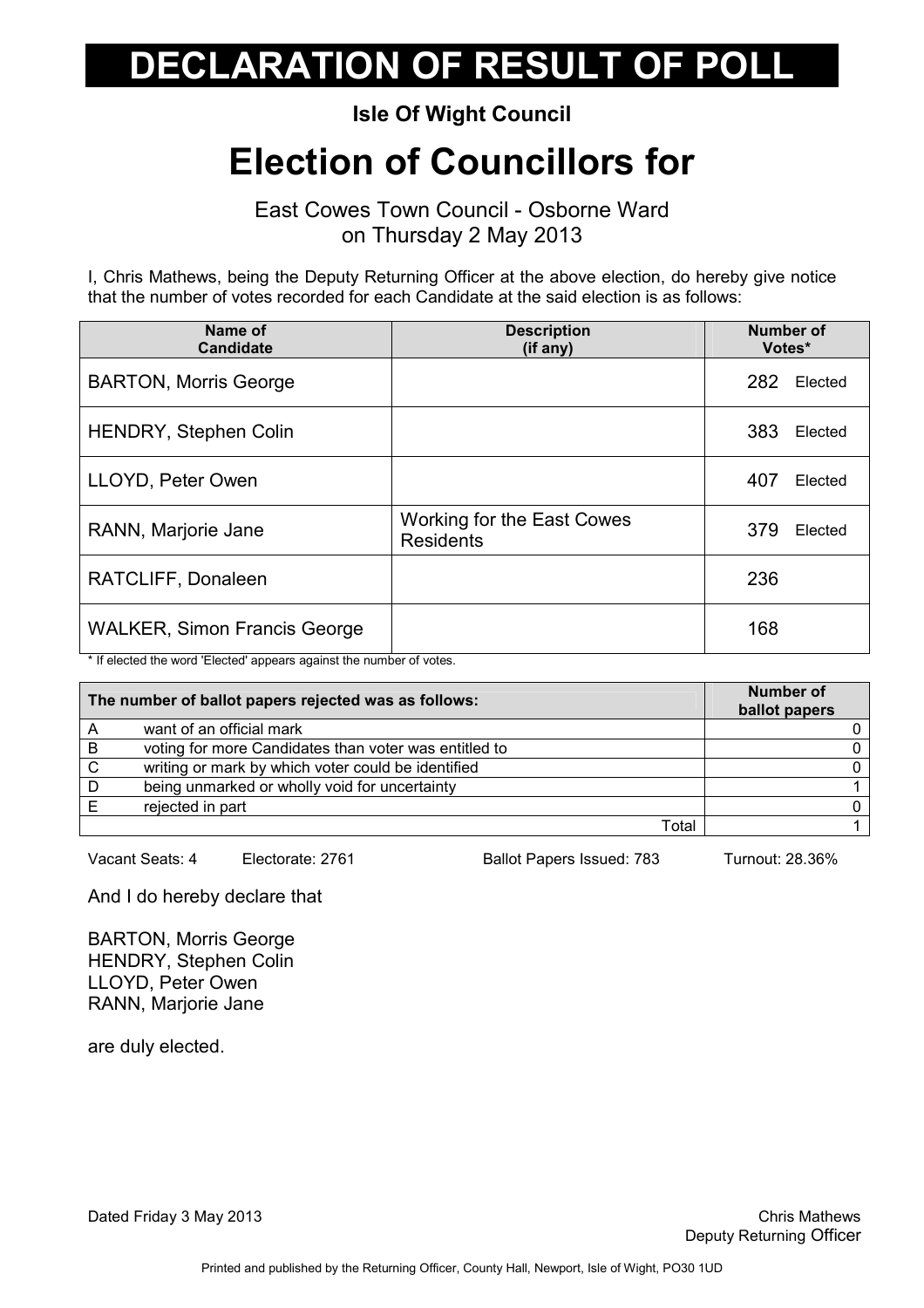# DECLARATION OF RESULT OF POLL

**Isle Of Wight Council**

# Election of Councillors for

East Cowes Town Council - Osborne Ward
on Thursday 2 May 2013

I, Chris Mathews, being the Deputy Returning Officer at the above election, do hereby give notice that the number of votes recorded for each Candidate at the said election is as follows:

| Name of Candidate | Description (if any) | Number of Votes* |
|---|---|---|
| BARTON, Morris George | | 282 Elected |
| HENDRY, Stephen Colin | | 383 Elected |
| LLOYD, Peter Owen | | 407 Elected |
| RANN, Marjorie Jane | Working for the East Cowes Residents | 379 Elected |
| RATCLIFF, Donaleen | | 236 |
| WALKER, Simon Francis George | | 168 |

\* If elected the word 'Elected' appears against the number of votes.

| The number of ballot papers rejected was as follows: | | Number of ballot papers |
|---|---|---|
| A | want of an official mark | 0 |
| B | voting for more Candidates than voter was entitled to | 0 |
| C | writing or mark by which voter could be identified | 0 |
| D | being unmarked or wholly void for uncertainty | 1 |
| E | rejected in part | 0 |
| | Total | 1 |

Vacant Seats: 4 Electorate: 2761 Ballot Papers Issued: 783 Turnout: 28.36%

And I do hereby declare that

BARTON, Morris George
HENDRY, Stephen Colin
LLOYD, Peter Owen
RANN, Marjorie Jane

are duly elected.

Dated Friday 3 May 2013

Chris Mathews
Deputy Returning Officer

Printed and published by the Returning Officer, County Hall, Newport, Isle of Wight, PO30 1UD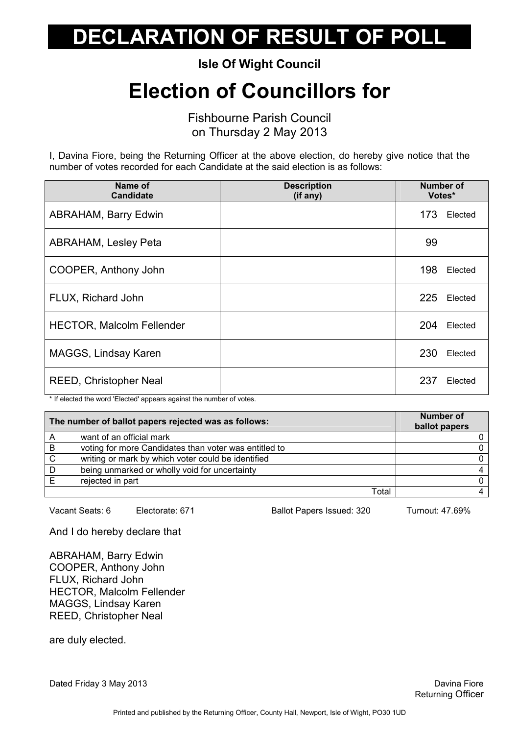# DECLARATION OF RESULT OF POLL

**Isle Of Wight Council**

# Election of Councillors for

Fishbourne Parish Council
on Thursday 2 May 2013

I, Davina Fiore, being the Returning Officer at the above election, do hereby give notice that the number of votes recorded for each Candidate at the said election is as follows:

| Name of Candidate | Description (if any) | Number of Votes* |
|---|---|---|
| ABRAHAM, Barry Edwin | | 173 Elected |
| ABRAHAM, Lesley Peta | | 99 |
| COOPER, Anthony John | | 198 Elected |
| FLUX, Richard John | | 225 Elected |
| HECTOR, Malcolm Fellender | | 204 Elected |
| MAGGS, Lindsay Karen | | 230 Elected |
| REED, Christopher Neal | | 237 Elected |

\* If elected the word 'Elected' appears against the number of votes.

| The number of ballot papers rejected was as follows: | | Number of ballot papers |
|---|---|---|
| A | want of an official mark | 0 |
| B | voting for more Candidates than voter was entitled to | 0 |
| C | writing or mark by which voter could be identified | 0 |
| D | being unmarked or wholly void for uncertainty | 4 |
| E | rejected in part | 0 |
| | Total | 4 |

Vacant Seats: 6 Electorate: 671 Ballot Papers Issued: 320 Turnout: 47.69%

And I do hereby declare that

ABRAHAM, Barry Edwin
COOPER, Anthony John
FLUX, Richard John
HECTOR, Malcolm Fellender
MAGGS, Lindsay Karen
REED, Christopher Neal

are duly elected.

Dated Friday 3 May 2013

Davina Fiore
Returning Officer

Printed and published by the Returning Officer, County Hall, Newport, Isle of Wight, PO30 1UD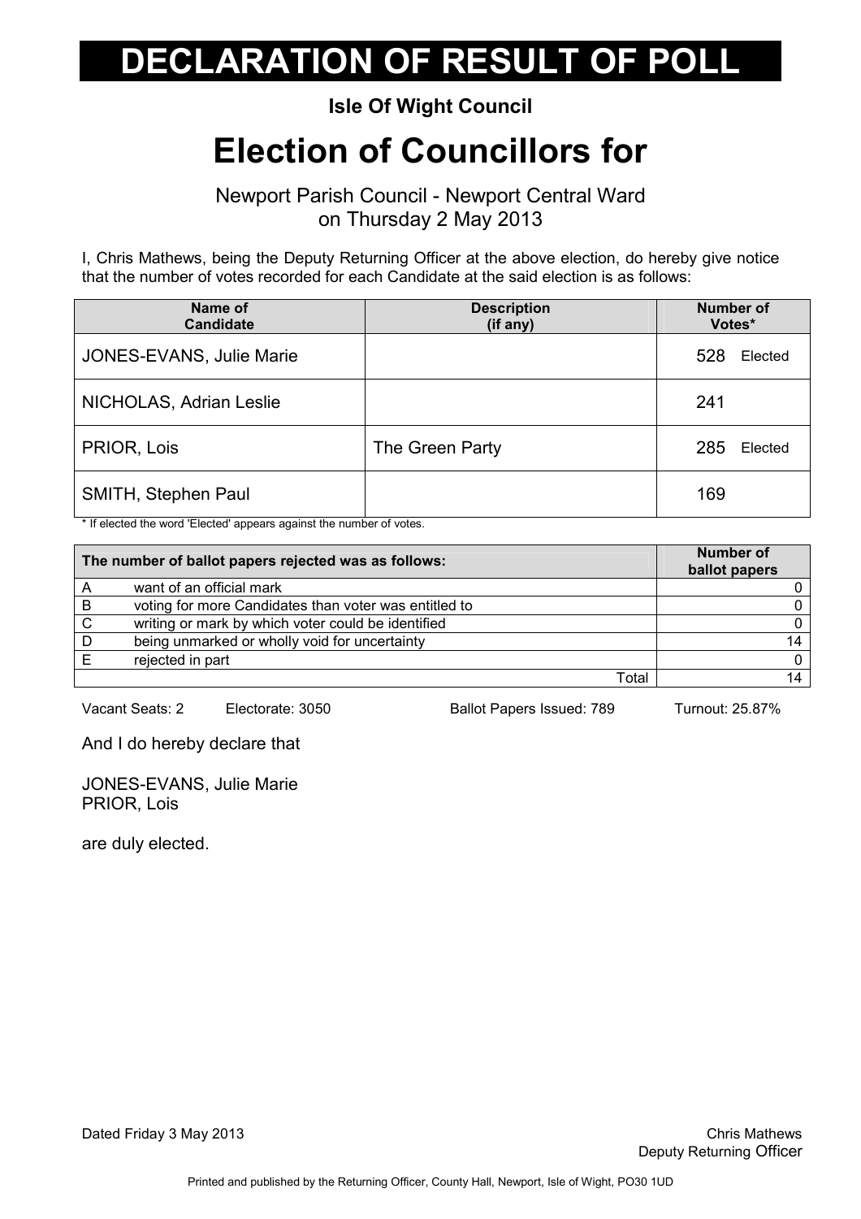# DECLARATION OF RESULT OF POLL

**Isle Of Wight Council**

# Election of Councillors for

Newport Parish Council - Newport Central Ward
on Thursday 2 May 2013

I, Chris Mathews, being the Deputy Returning Officer at the above election, do hereby give notice that the number of votes recorded for each Candidate at the said election is as follows:

| Name of Candidate | Description (if any) | Number of Votes* |
|---|---|---|
| JONES-EVANS, Julie Marie | | 528 Elected |
| NICHOLAS, Adrian Leslie | | 241 |
| PRIOR, Lois | The Green Party | 285 Elected |
| SMITH, Stephen Paul | | 169 |

* If elected the word 'Elected' appears against the number of votes.

| The number of ballot papers rejected was as follows: | | Number of ballot papers |
|---|---|---|
| A | want of an official mark | 0 |
| B | voting for more Candidates than voter was entitled to | 0 |
| C | writing or mark by which voter could be identified | 0 |
| D | being unmarked or wholly void for uncertainty | 14 |
| E | rejected in part | 0 |
| | Total | 14 |

Vacant Seats: 2 Electorate: 3050 Ballot Papers Issued: 789 Turnout: 25.87%

And I do hereby declare that

JONES-EVANS, Julie Marie
PRIOR, Lois

are duly elected.

Dated Friday 3 May 2013

Chris Mathews
Deputy Returning Officer

Printed and published by the Returning Officer, County Hall, Newport, Isle of Wight, PO30 1UD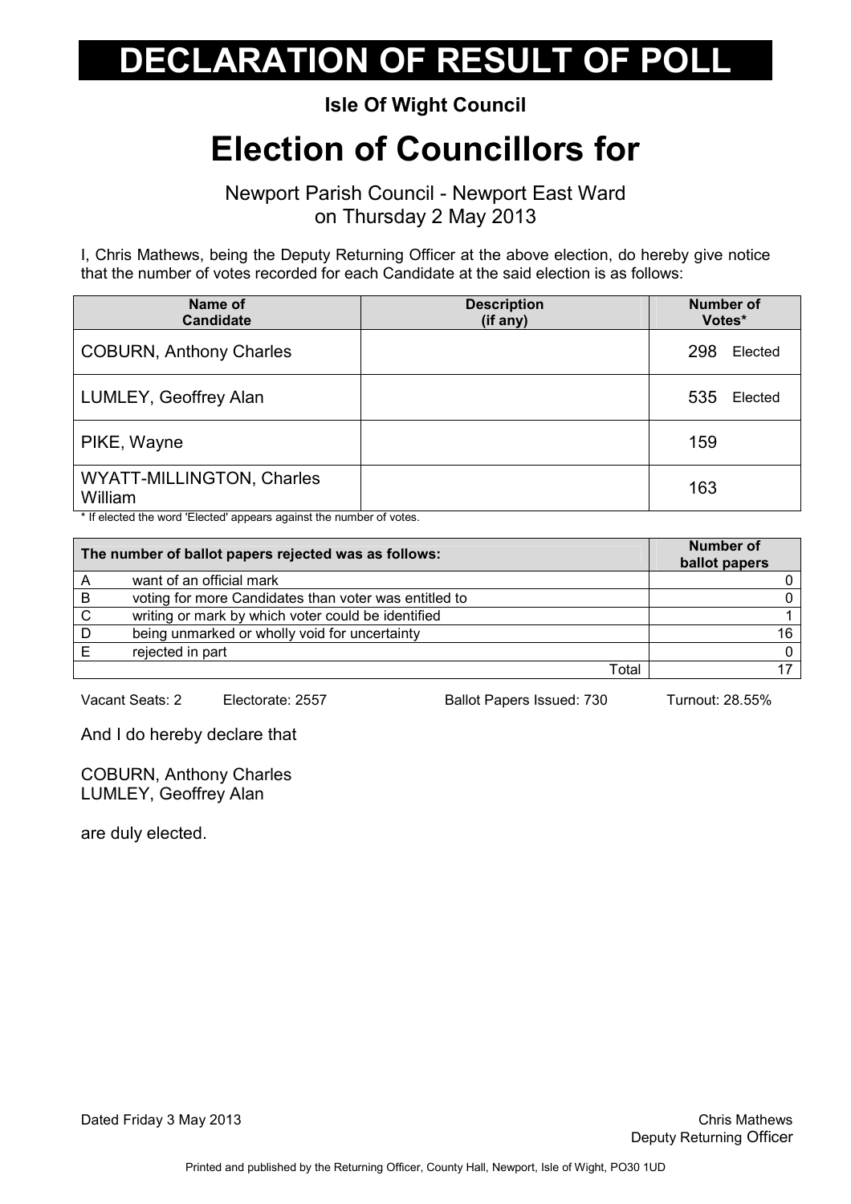# DECLARATION OF RESULT OF POLL

**Isle Of Wight Council**

# Election of Councillors for

Newport Parish Council - Newport East Ward
on Thursday 2 May 2013

I, Chris Mathews, being the Deputy Returning Officer at the above election, do hereby give notice that the number of votes recorded for each Candidate at the said election is as follows:

| Name of Candidate | Description (if any) | Number of Votes* |
|---|---|---|
| COBURN, Anthony Charles | | 298 Elected |
| LUMLEY, Geoffrey Alan | | 535 Elected |
| PIKE, Wayne | | 159 |
| WYATT-MILLINGTON, Charles William | | 163 |

* If elected the word 'Elected' appears against the number of votes.

| | The number of ballot papers rejected was as follows: | Number of ballot papers |
|---|---|---|
| A | want of an official mark | 0 |
| B | voting for more Candidates than voter was entitled to | 0 |
| C | writing or mark by which voter could be identified | 1 |
| D | being unmarked or wholly void for uncertainty | 16 |
| E | rejected in part | 0 |
| | Total | 17 |

Vacant Seats: 2 Electorate: 2557 Ballot Papers Issued: 730 Turnout: 28.55%

And I do hereby declare that

COBURN, Anthony Charles
LUMLEY, Geoffrey Alan

are duly elected.

Dated Friday 3 May 2013

Chris Mathews
Deputy Returning Officer

Printed and published by the Returning Officer, County Hall, Newport, Isle of Wight, PO30 1UD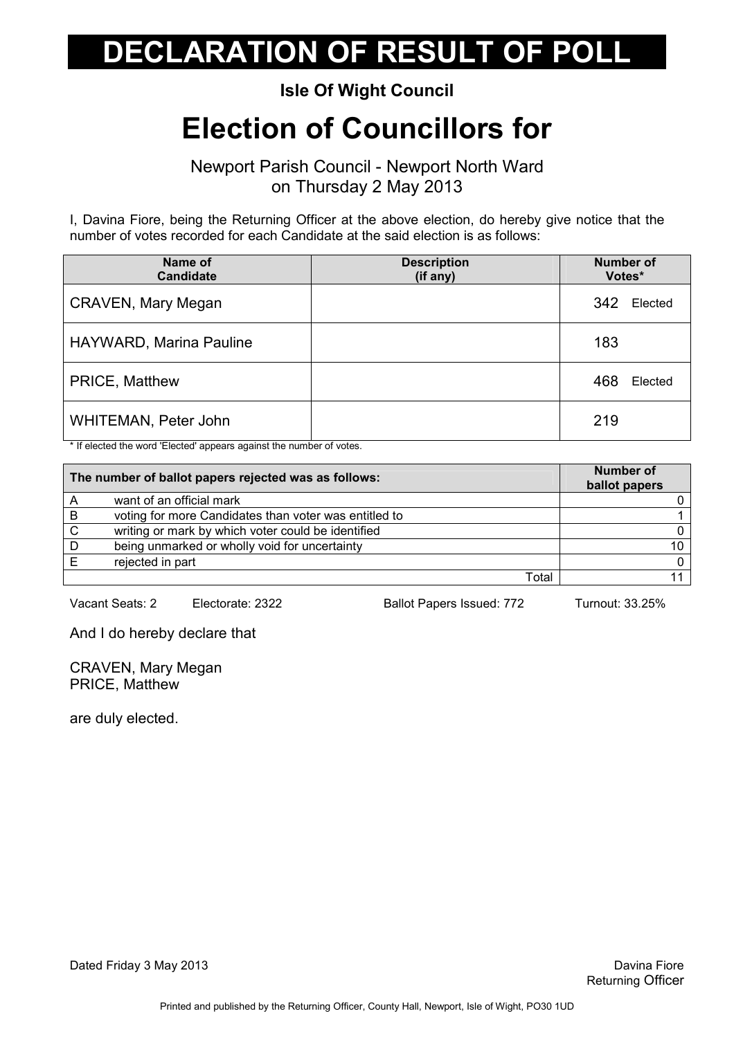# DECLARATION OF RESULT OF POLL

**Isle Of Wight Council**

# Election of Councillors for

Newport Parish Council - Newport North Ward
on Thursday 2 May 2013

I, Davina Fiore, being the Returning Officer at the above election, do hereby give notice that the number of votes recorded for each Candidate at the said election is as follows:

| Name of Candidate | Description (if any) | Number of Votes* |
|---|---|---|
| CRAVEN, Mary Megan | | 342 Elected |
| HAYWARD, Marina Pauline | | 183 |
| PRICE, Matthew | | 468 Elected |
| WHITEMAN, Peter John | | 219 |

* If elected the word 'Elected' appears against the number of votes.

| | The number of ballot papers rejected was as follows: | Number of ballot papers |
|---|---|---|
| A | want of an official mark | 0 |
| B | voting for more Candidates than voter was entitled to | 1 |
| C | writing or mark by which voter could be identified | 0 |
| D | being unmarked or wholly void for uncertainty | 10 |
| E | rejected in part | 0 |
| | Total | 11 |

Vacant Seats: 2    Electorate: 2322    Ballot Papers Issued: 772    Turnout: 33.25%

And I do hereby declare that

CRAVEN, Mary Megan
PRICE, Matthew

are duly elected.

Dated Friday 3 May 2013

Davina Fiore
Returning Officer

Printed and published by the Returning Officer, County Hall, Newport, Isle of Wight, PO30 1UD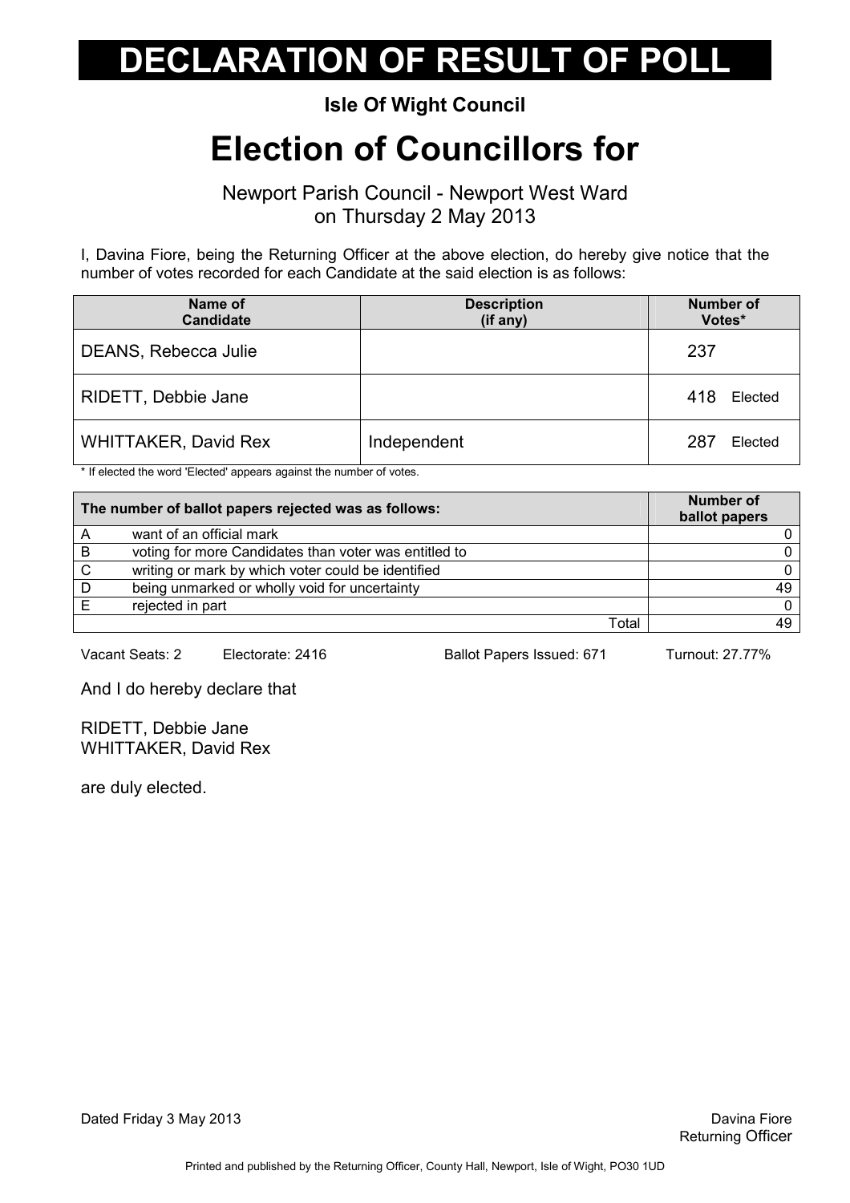# DECLARATION OF RESULT OF POLL

**Isle Of Wight Council**

# Election of Councillors for

Newport Parish Council - Newport West Ward
on Thursday 2 May 2013

I, Davina Fiore, being the Returning Officer at the above election, do hereby give notice that the number of votes recorded for each Candidate at the said election is as follows:

| Name of Candidate | Description (if any) | Number of Votes* |
|---|---|---|
| DEANS, Rebecca Julie | | 237 |
| RIDETT, Debbie Jane | | 418 Elected |
| WHITTAKER, David Rex | Independent | 287 Elected |

* If elected the word 'Elected' appears against the number of votes.

| | The number of ballot papers rejected was as follows: | Number of ballot papers |
|---|---|---|
| A | want of an official mark | 0 |
| B | voting for more Candidates than voter was entitled to | 0 |
| C | writing or mark by which voter could be identified | 0 |
| D | being unmarked or wholly void for uncertainty | 49 |
| E | rejected in part | 0 |
| | Total | 49 |

Vacant Seats: 2 Electorate: 2416 Ballot Papers Issued: 671 Turnout: 27.77%

And I do hereby declare that

RIDETT, Debbie Jane
WHITTAKER, David Rex

are duly elected.

Dated Friday 3 May 2013

Davina Fiore
Returning Officer

Printed and published by the Returning Officer, County Hall, Newport, Isle of Wight, PO30 1UD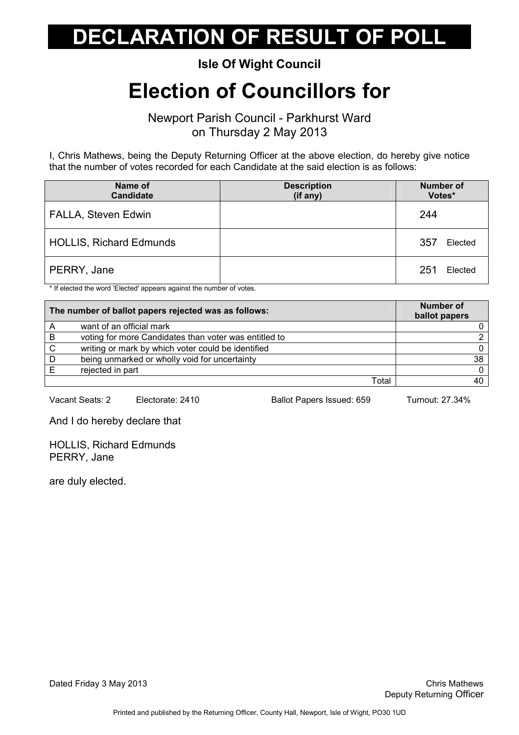# DECLARATION OF RESULT OF POLL

**Isle Of Wight Council**

# Election of Councillors for

Newport Parish Council - Parkhurst Ward
on Thursday 2 May 2013

I, Chris Mathews, being the Deputy Returning Officer at the above election, do hereby give notice that the number of votes recorded for each Candidate at the said election is as follows:

| Name of Candidate | Description (if any) | Number of Votes* |
|---|---|---|
| FALLA, Steven Edwin | | 244 |
| HOLLIS, Richard Edmunds | | 357 Elected |
| PERRY, Jane | | 251 Elected |

* If elected the word 'Elected' appears against the number of votes.

| | The number of ballot papers rejected was as follows: | Number of ballot papers |
|---|---|---|
| A | want of an official mark | 0 |
| B | voting for more Candidates than voter was entitled to | 2 |
| C | writing or mark by which voter could be identified | 0 |
| D | being unmarked or wholly void for uncertainty | 38 |
| E | rejected in part | 0 |
| | Total | 40 |

Vacant Seats: 2 Electorate: 2410 Ballot Papers Issued: 659 Turnout: 27.34%

And I do hereby declare that

HOLLIS, Richard Edmunds
PERRY, Jane

are duly elected.

Dated Friday 3 May 2013

Chris Mathews
Deputy Returning Officer

Printed and published by the Returning Officer, County Hall, Newport, Isle of Wight, PO30 1UD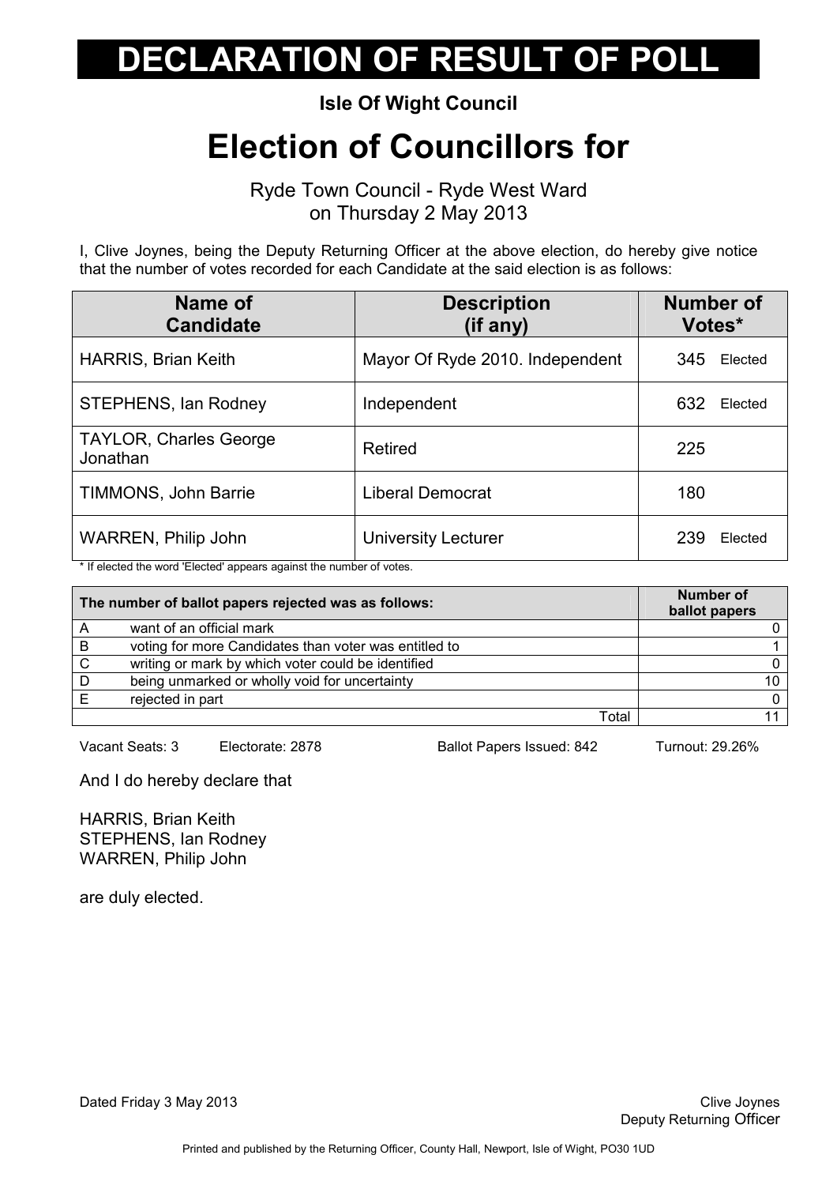# DECLARATION OF RESULT OF POLL

**Isle Of Wight Council**

# Election of Councillors for

Ryde Town Council - Ryde West Ward
on Thursday 2 May 2013

I, Clive Joynes, being the Deputy Returning Officer at the above election, do hereby give notice that the number of votes recorded for each Candidate at the said election is as follows:

| Name of Candidate | Description (if any) | Number of Votes* |
|---|---|---|
| HARRIS, Brian Keith | Mayor Of Ryde 2010. Independent | 345 Elected |
| STEPHENS, Ian Rodney | Independent | 632 Elected |
| TAYLOR, Charles George Jonathan | Retired | 225 |
| TIMMONS, John Barrie | Liberal Democrat | 180 |
| WARREN, Philip John | University Lecturer | 239 Elected |

* If elected the word 'Elected' appears against the number of votes.

| | The number of ballot papers rejected was as follows: | Number of ballot papers |
|---|---|---|
| A | want of an official mark | 0 |
| B | voting for more Candidates than voter was entitled to | 1 |
| C | writing or mark by which voter could be identified | 0 |
| D | being unmarked or wholly void for uncertainty | 10 |
| E | rejected in part | 0 |
| | Total | 11 |

Vacant Seats: 3 Electorate: 2878 Ballot Papers Issued: 842 Turnout: 29.26%

And I do hereby declare that

HARRIS, Brian Keith
STEPHENS, Ian Rodney
WARREN, Philip John

are duly elected.

Dated Friday 3 May 2013

Clive Joynes
Deputy Returning Officer

Printed and published by the Returning Officer, County Hall, Newport, Isle of Wight, PO30 1UD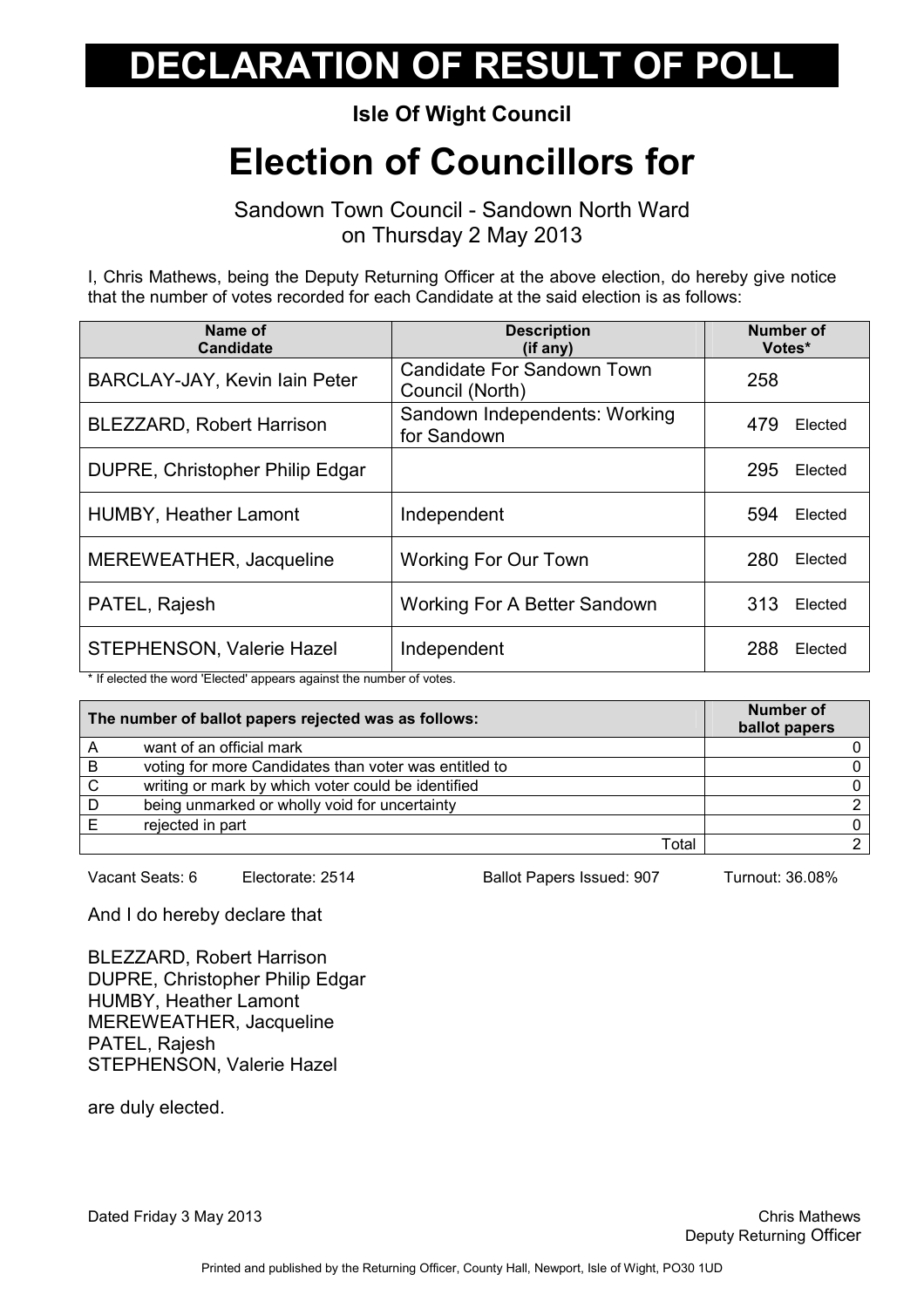# DECLARATION OF RESULT OF POLL

**Isle Of Wight Council**

# Election of Councillors for

Sandown Town Council - Sandown North Ward
on Thursday 2 May 2013

I, Chris Mathews, being the Deputy Returning Officer at the above election, do hereby give notice that the number of votes recorded for each Candidate at the said election is as follows:

| Name of Candidate | Description (if any) | Number of Votes* |
|---|---|---|
| BARCLAY-JAY, Kevin Iain Peter | Candidate For Sandown Town Council (North) | 258 |
| BLEZZARD, Robert Harrison | Sandown Independents: Working for Sandown | 479 Elected |
| DUPRE, Christopher Philip Edgar | | 295 Elected |
| HUMBY, Heather Lamont | Independent | 594 Elected |
| MEREWEATHER, Jacqueline | Working For Our Town | 280 Elected |
| PATEL, Rajesh | Working For A Better Sandown | 313 Elected |
| STEPHENSON, Valerie Hazel | Independent | 288 Elected |

* If elected the word 'Elected' appears against the number of votes.

| The number of ballot papers rejected was as follows: | | Number of ballot papers |
|---|---|---|
| A | want of an official mark | 0 |
| B | voting for more Candidates than voter was entitled to | 0 |
| C | writing or mark by which voter could be identified | 0 |
| D | being unmarked or wholly void for uncertainty | 2 |
| E | rejected in part | 0 |
| | Total | 2 |

Vacant Seats: 6 Electorate: 2514 Ballot Papers Issued: 907 Turnout: 36.08%

And I do hereby declare that

BLEZZARD, Robert Harrison
DUPRE, Christopher Philip Edgar
HUMBY, Heather Lamont
MEREWEATHER, Jacqueline
PATEL, Rajesh
STEPHENSON, Valerie Hazel

are duly elected.

Dated Friday 3 May 2013

Chris Mathews
Deputy Returning Officer

Printed and published by the Returning Officer, County Hall, Newport, Isle of Wight, PO30 1UD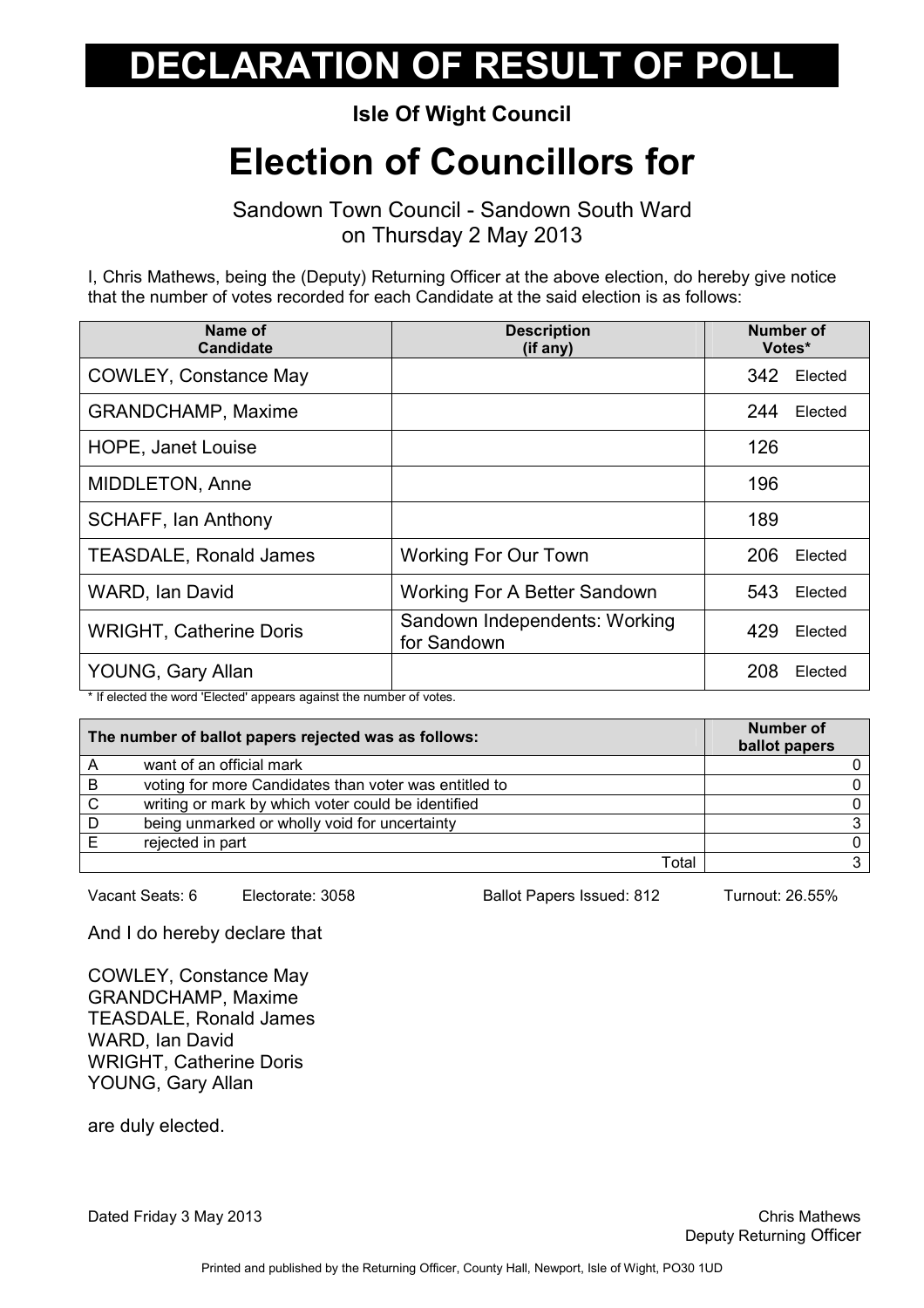# DECLARATION OF RESULT OF POLL

**Isle Of Wight Council**

# Election of Councillors for

Sandown Town Council - Sandown South Ward
on Thursday 2 May 2013

I, Chris Mathews, being the (Deputy) Returning Officer at the above election, do hereby give notice that the number of votes recorded for each Candidate at the said election is as follows:

| Name of Candidate | Description (if any) | Number of Votes* |
|---|---|---|
| COWLEY, Constance May | | 342 Elected |
| GRANDCHAMP, Maxime | | 244 Elected |
| HOPE, Janet Louise | | 126 |
| MIDDLETON, Anne | | 196 |
| SCHAFF, Ian Anthony | | 189 |
| TEASDALE, Ronald James | Working For Our Town | 206 Elected |
| WARD, Ian David | Working For A Better Sandown | 543 Elected |
| WRIGHT, Catherine Doris | Sandown Independents: Working for Sandown | 429 Elected |
| YOUNG, Gary Allan | | 208 Elected |

* If elected the word 'Elected' appears against the number of votes.

| The number of ballot papers rejected was as follows: | | Number of ballot papers |
|---|---|---|
| A | want of an official mark | 0 |
| B | voting for more Candidates than voter was entitled to | 0 |
| C | writing or mark by which voter could be identified | 0 |
| D | being unmarked or wholly void for uncertainty | 3 |
| E | rejected in part | 0 |
| | Total | 3 |

Vacant Seats: 6 Electorate: 3058 Ballot Papers Issued: 812 Turnout: 26.55%

And I do hereby declare that

COWLEY, Constance May
GRANDCHAMP, Maxime
TEASDALE, Ronald James
WARD, Ian David
WRIGHT, Catherine Doris
YOUNG, Gary Allan

are duly elected.

Dated Friday 3 May 2013

Chris Mathews
Deputy Returning Officer

Printed and published by the Returning Officer, County Hall, Newport, Isle of Wight, PO30 1UD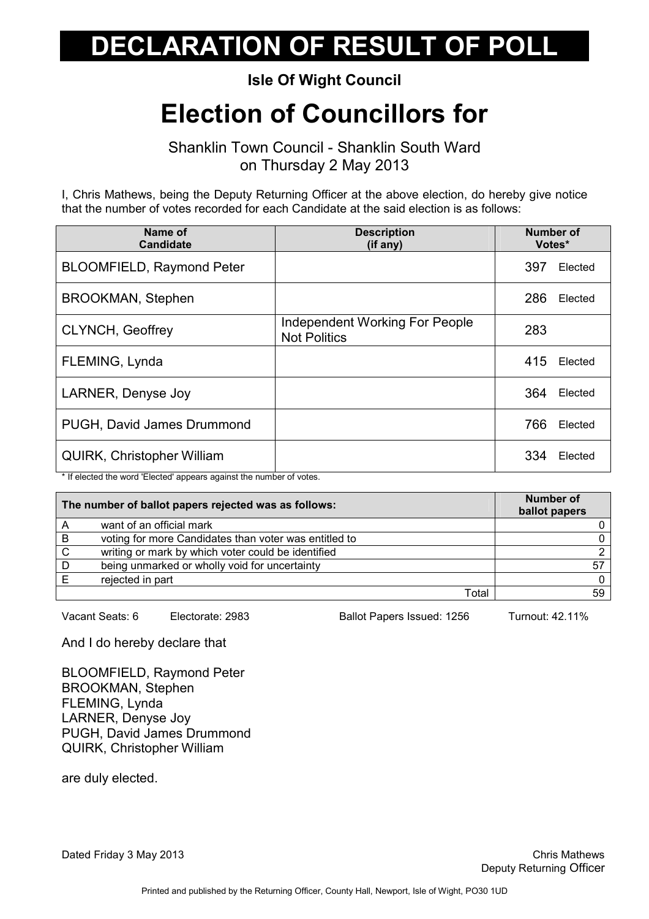# DECLARATION OF RESULT OF POLL

**Isle Of Wight Council**

## Election of Councillors for

Shanklin Town Council - Shanklin South Ward
on Thursday 2 May 2013

I, Chris Mathews, being the Deputy Returning Officer at the above election, do hereby give notice that the number of votes recorded for each Candidate at the said election is as follows:

| Name of Candidate | Description (if any) | Number of Votes* |
|---|---|---|
| BLOOMFIELD, Raymond Peter | | 397 Elected |
| BROOKMAN, Stephen | | 286 Elected |
| CLYNCH, Geoffrey | Independent Working For People Not Politics | 283 |
| FLEMING, Lynda | | 415 Elected |
| LARNER, Denyse Joy | | 364 Elected |
| PUGH, David James Drummond | | 766 Elected |
| QUIRK, Christopher William | | 334 Elected |

* If elected the word 'Elected' appears against the number of votes.

| The number of ballot papers rejected was as follows: | | Number of ballot papers |
|---|---|---|
| A | want of an official mark | 0 |
| B | voting for more Candidates than voter was entitled to | 0 |
| C | writing or mark by which voter could be identified | 2 |
| D | being unmarked or wholly void for uncertainty | 57 |
| E | rejected in part | 0 |
| | Total | 59 |

Vacant Seats: 6 Electorate: 2983 Ballot Papers Issued: 1256 Turnout: 42.11%

And I do hereby declare that

BLOOMFIELD, Raymond Peter
BROOKMAN, Stephen
FLEMING, Lynda
LARNER, Denyse Joy
PUGH, David James Drummond
QUIRK, Christopher William

are duly elected.

Dated Friday 3 May 2013

Chris Mathews
Deputy Returning Officer

Printed and published by the Returning Officer, County Hall, Newport, Isle of Wight, PO30 1UD